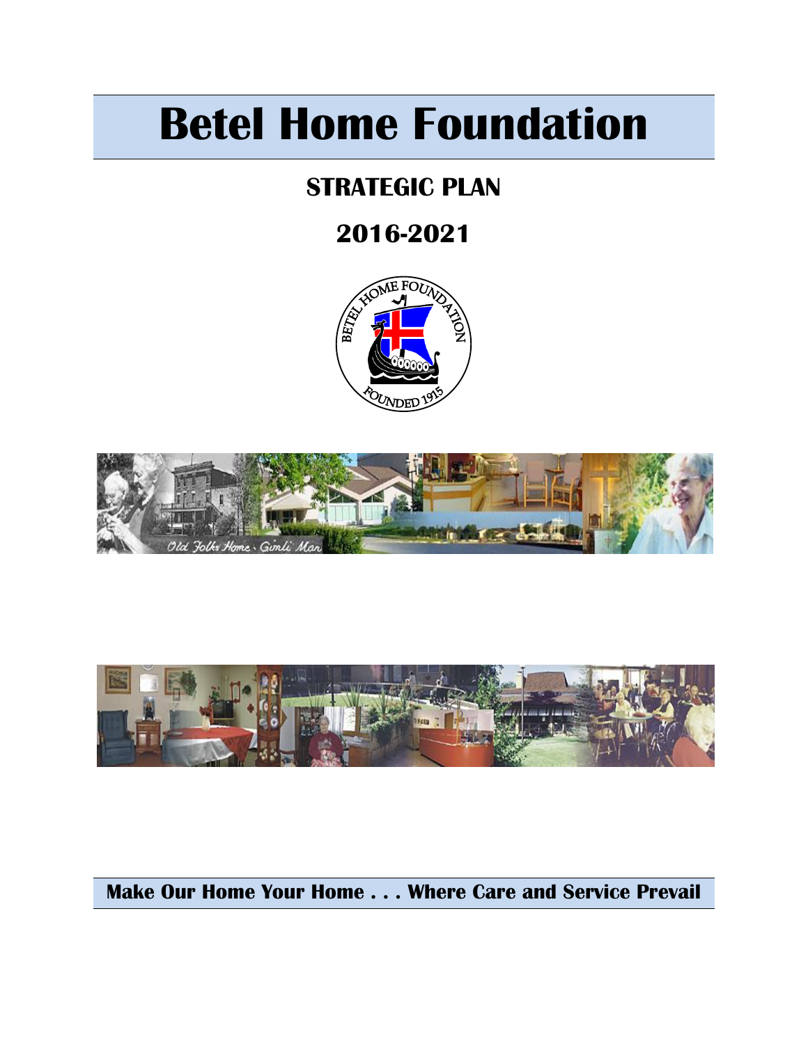# Betel Home Foundation

## STRATEGIC PLAN

## 2016-2021

**Make Our Home Your Home . . . Where Care and Service Prevail**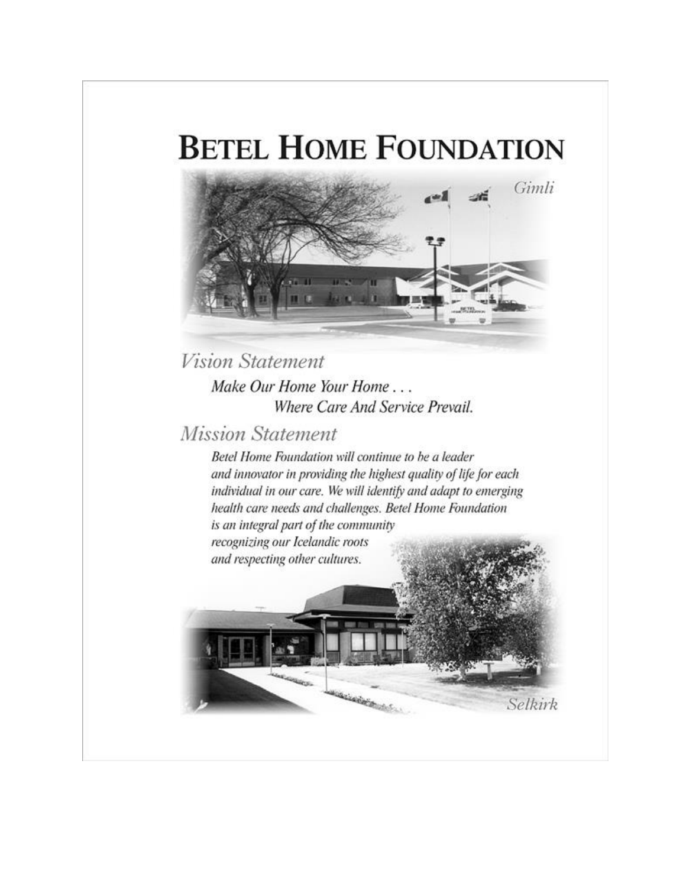# Betel Home Foundation

Gimli

## *Vision Statement*

*Make Our Home Your Home . . .*
*Where Care And Service Prevail.*

## *Mission Statement*

*Betel Home Foundation will continue to be a leader and innovator in providing the highest quality of life for each individual in our care. We will identify and adapt to emerging health care needs and challenges. Betel Home Foundation is an integral part of the community recognizing our Icelandic roots and respecting other cultures.*

Selkirk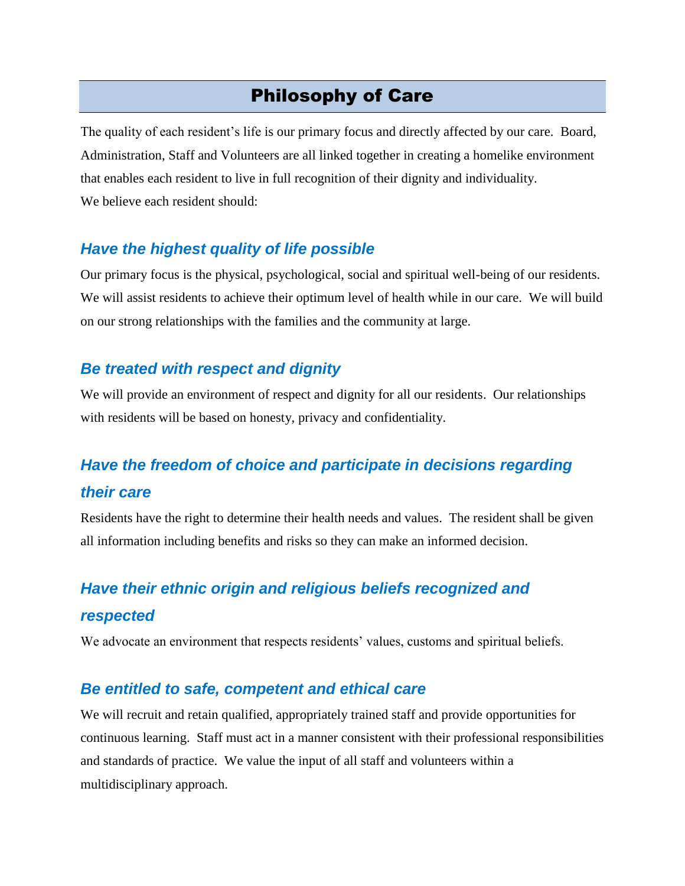# Philosophy of Care

The quality of each resident's life is our primary focus and directly affected by our care. Board, Administration, Staff and Volunteers are all linked together in creating a homelike environment that enables each resident to live in full recognition of their dignity and individuality.
We believe each resident should:

### *Have the highest quality of life possible*

Our primary focus is the physical, psychological, social and spiritual well-being of our residents. We will assist residents to achieve their optimum level of health while in our care. We will build on our strong relationships with the families and the community at large.

### *Be treated with respect and dignity*

We will provide an environment of respect and dignity for all our residents. Our relationships with residents will be based on honesty, privacy and confidentiality.

### *Have the freedom of choice and participate in decisions regarding their care*

Residents have the right to determine their health needs and values. The resident shall be given all information including benefits and risks so they can make an informed decision.

### *Have their ethnic origin and religious beliefs recognized and respected*

We advocate an environment that respects residents' values, customs and spiritual beliefs.

### *Be entitled to safe, competent and ethical care*

We will recruit and retain qualified, appropriately trained staff and provide opportunities for continuous learning. Staff must act in a manner consistent with their professional responsibilities and standards of practice. We value the input of all staff and volunteers within a multidisciplinary approach.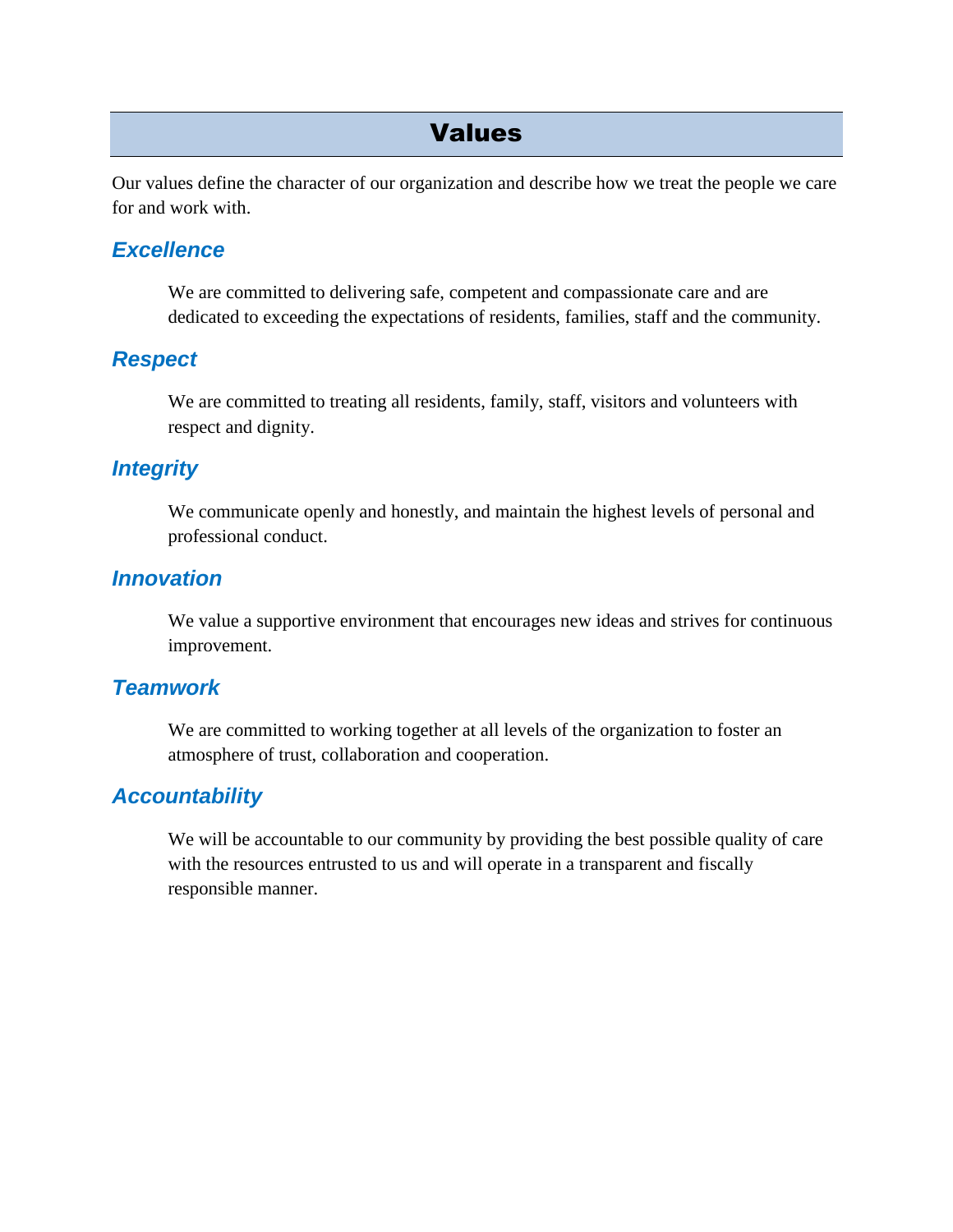# Values

Our values define the character of our organization and describe how we treat the people we care for and work with.

### *Excellence*

We are committed to delivering safe, competent and compassionate care and are dedicated to exceeding the expectations of residents, families, staff and the community.

### *Respect*

We are committed to treating all residents, family, staff, visitors and volunteers with respect and dignity.

### *Integrity*

We communicate openly and honestly, and maintain the highest levels of personal and professional conduct.

### *Innovation*

We value a supportive environment that encourages new ideas and strives for continuous improvement.

### *Teamwork*

We are committed to working together at all levels of the organization to foster an atmosphere of trust, collaboration and cooperation.

### *Accountability*

We will be accountable to our community by providing the best possible quality of care with the resources entrusted to us and will operate in a transparent and fiscally responsible manner.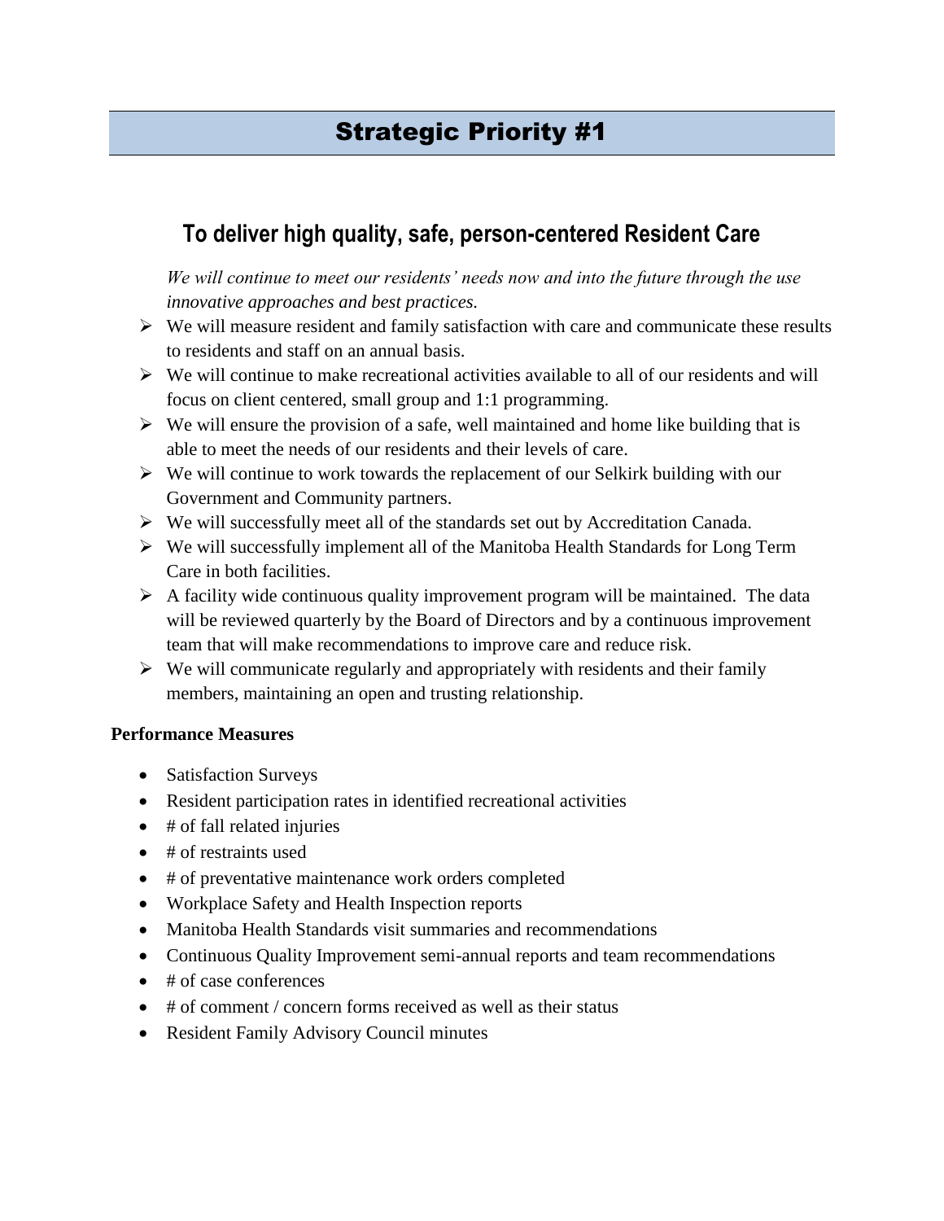# Strategic Priority #1

## To deliver high quality, safe, person-centered Resident Care

*We will continue to meet our residents' needs now and into the future through the use innovative approaches and best practices.*

- We will measure resident and family satisfaction with care and communicate these results to residents and staff on an annual basis.
- We will continue to make recreational activities available to all of our residents and will focus on client centered, small group and 1:1 programming.
- We will ensure the provision of a safe, well maintained and home like building that is able to meet the needs of our residents and their levels of care.
- We will continue to work towards the replacement of our Selkirk building with our Government and Community partners.
- We will successfully meet all of the standards set out by Accreditation Canada.
- We will successfully implement all of the Manitoba Health Standards for Long Term Care in both facilities.
- A facility wide continuous quality improvement program will be maintained. The data will be reviewed quarterly by the Board of Directors and by a continuous improvement team that will make recommendations to improve care and reduce risk.
- We will communicate regularly and appropriately with residents and their family members, maintaining an open and trusting relationship.

**Performance Measures**

- Satisfaction Surveys
- Resident participation rates in identified recreational activities
- # of fall related injuries
- # of restraints used
- # of preventative maintenance work orders completed
- Workplace Safety and Health Inspection reports
- Manitoba Health Standards visit summaries and recommendations
- Continuous Quality Improvement semi-annual reports and team recommendations
- # of case conferences
- # of comment / concern forms received as well as their status
- Resident Family Advisory Council minutes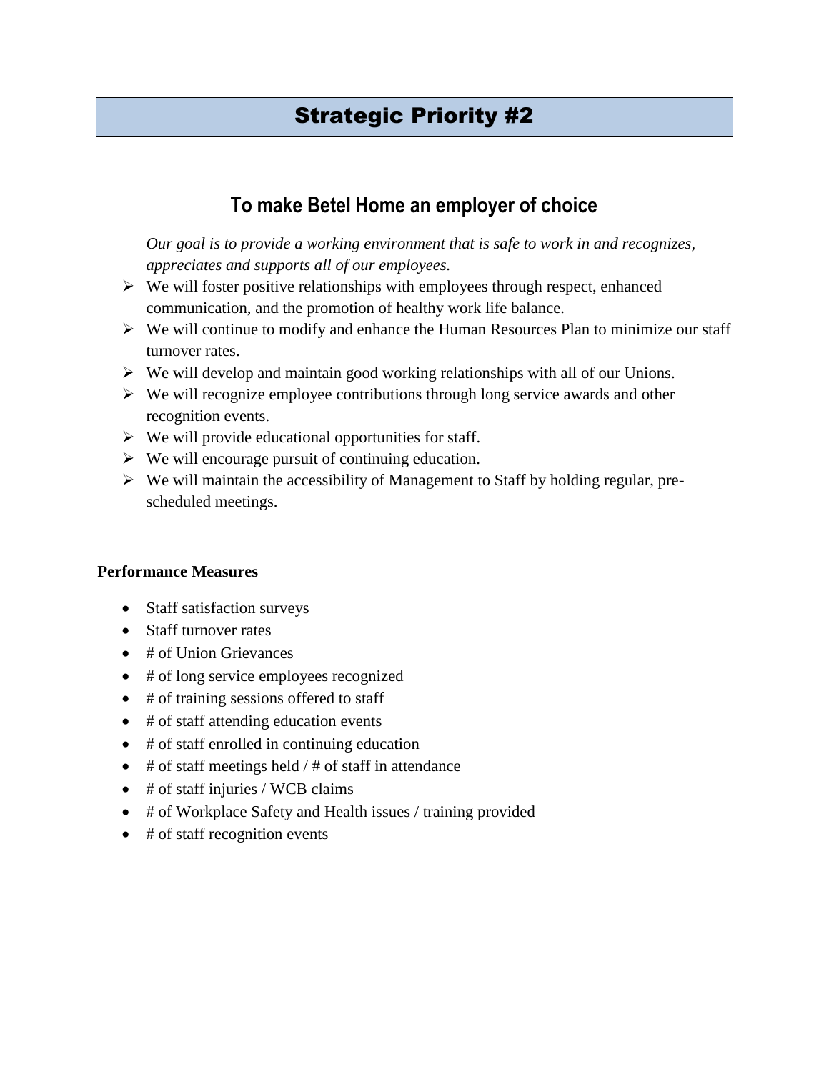# Strategic Priority #2

## To make Betel Home an employer of choice

*Our goal is to provide a working environment that is safe to work in and recognizes, appreciates and supports all of our employees.*

- We will foster positive relationships with employees through respect, enhanced communication, and the promotion of healthy work life balance.
- We will continue to modify and enhance the Human Resources Plan to minimize our staff turnover rates.
- We will develop and maintain good working relationships with all of our Unions.
- We will recognize employee contributions through long service awards and other recognition events.
- We will provide educational opportunities for staff.
- We will encourage pursuit of continuing education.
- We will maintain the accessibility of Management to Staff by holding regular, pre-scheduled meetings.

**Performance Measures**

- Staff satisfaction surveys
- Staff turnover rates
- # of Union Grievances
- # of long service employees recognized
- # of training sessions offered to staff
- # of staff attending education events
- # of staff enrolled in continuing education
- # of staff meetings held / # of staff in attendance
- # of staff injuries / WCB claims
- # of Workplace Safety and Health issues / training provided
- # of staff recognition events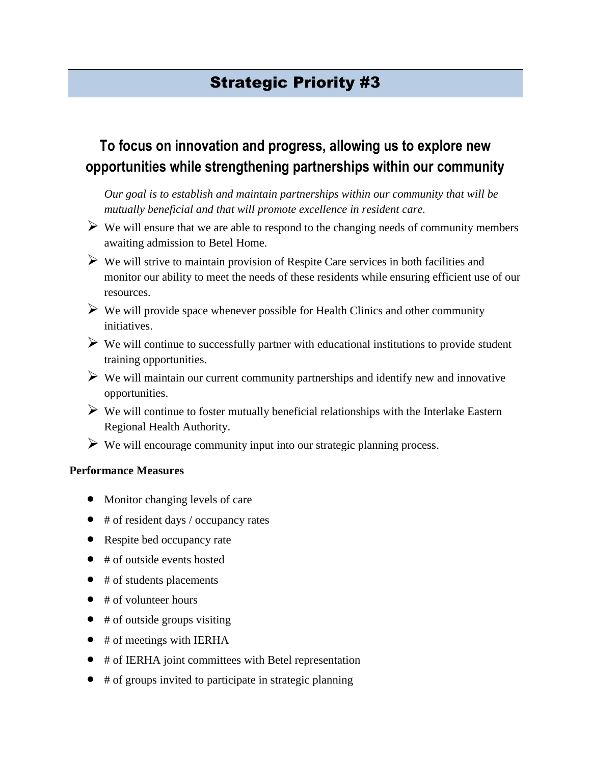# Strategic Priority #3

## To focus on innovation and progress, allowing us to explore new opportunities while strengthening partnerships within our community

*Our goal is to establish and maintain partnerships within our community that will be mutually beneficial and that will promote excellence in resident care.*

- We will ensure that we are able to respond to the changing needs of community members awaiting admission to Betel Home.
- We will strive to maintain provision of Respite Care services in both facilities and monitor our ability to meet the needs of these residents while ensuring efficient use of our resources.
- We will provide space whenever possible for Health Clinics and other community initiatives.
- We will continue to successfully partner with educational institutions to provide student training opportunities.
- We will maintain our current community partnerships and identify new and innovative opportunities.
- We will continue to foster mutually beneficial relationships with the Interlake Eastern Regional Health Authority.
- We will encourage community input into our strategic planning process.

**Performance Measures**

- Monitor changing levels of care
- # of resident days / occupancy rates
- Respite bed occupancy rate
- # of outside events hosted
- # of students placements
- # of volunteer hours
- # of outside groups visiting
- # of meetings with IERHA
- # of IERHA joint committees with Betel representation
- # of groups invited to participate in strategic planning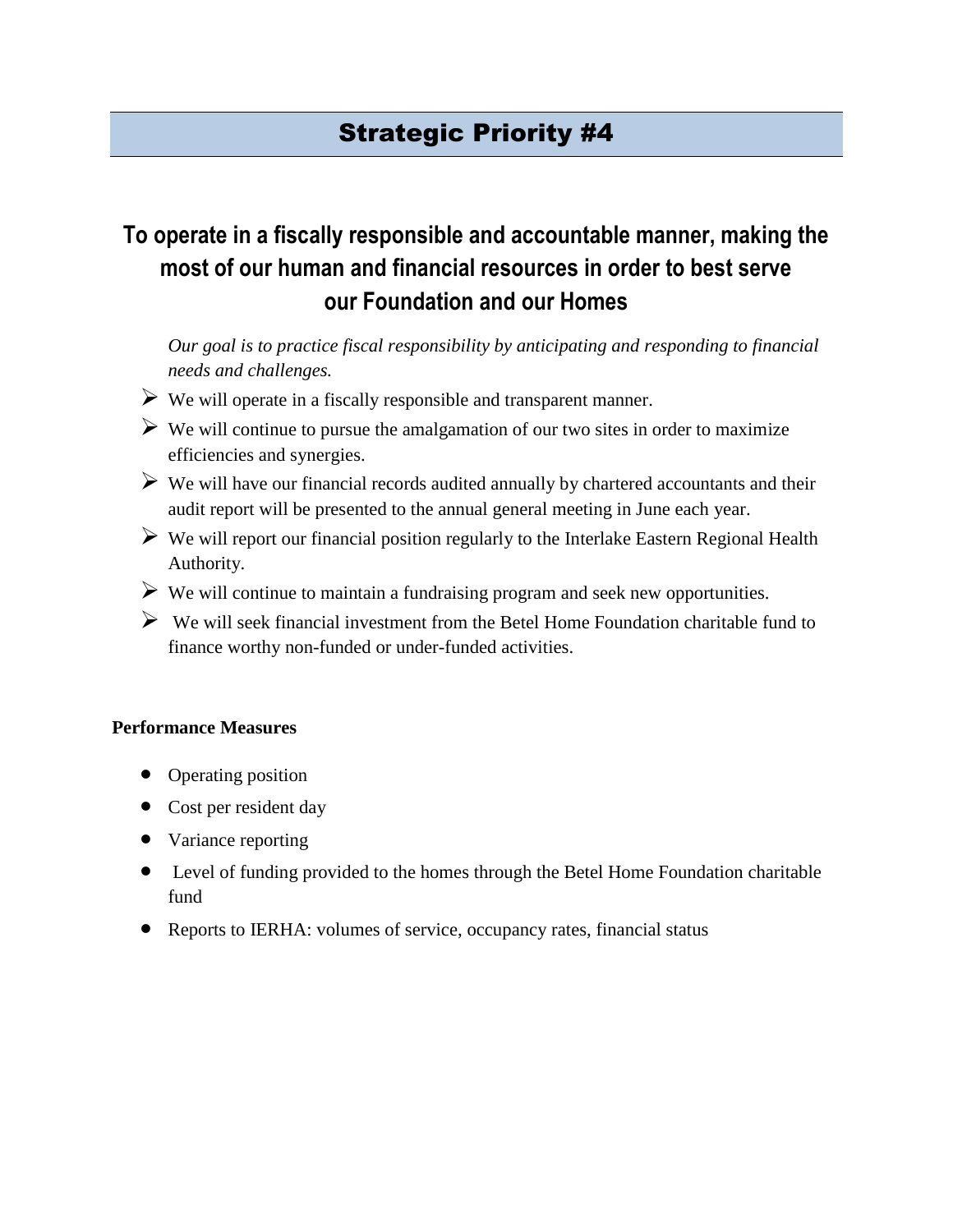# Strategic Priority #4

## To operate in a fiscally responsible and accountable manner, making the most of our human and financial resources in order to best serve our Foundation and our Homes

*Our goal is to practice fiscal responsibility by anticipating and responding to financial needs and challenges.*

- We will operate in a fiscally responsible and transparent manner.
- We will continue to pursue the amalgamation of our two sites in order to maximize efficiencies and synergies.
- We will have our financial records audited annually by chartered accountants and their audit report will be presented to the annual general meeting in June each year.
- We will report our financial position regularly to the Interlake Eastern Regional Health Authority.
- We will continue to maintain a fundraising program and seek new opportunities.
- We will seek financial investment from the Betel Home Foundation charitable fund to finance worthy non-funded or under-funded activities.

**Performance Measures**

- Operating position
- Cost per resident day
- Variance reporting
- Level of funding provided to the homes through the Betel Home Foundation charitable fund
- Reports to IERHA: volumes of service, occupancy rates, financial status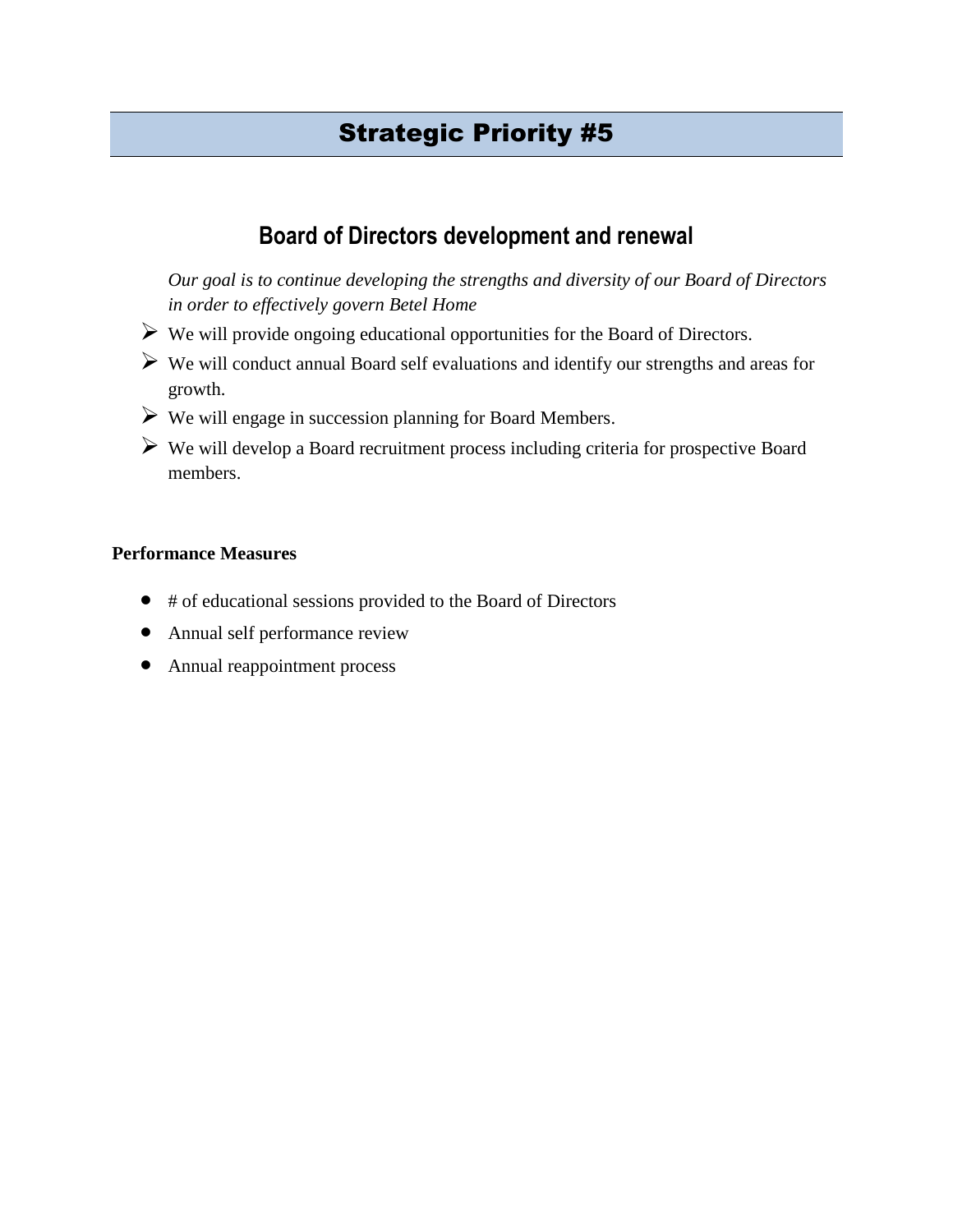# Strategic Priority #5

## Board of Directors development and renewal

*Our goal is to continue developing the strengths and diversity of our Board of Directors in order to effectively govern Betel Home*

- We will provide ongoing educational opportunities for the Board of Directors.
- We will conduct annual Board self evaluations and identify our strengths and areas for growth.
- We will engage in succession planning for Board Members.
- We will develop a Board recruitment process including criteria for prospective Board members.

**Performance Measures**

- # of educational sessions provided to the Board of Directors
- Annual self performance review
- Annual reappointment process